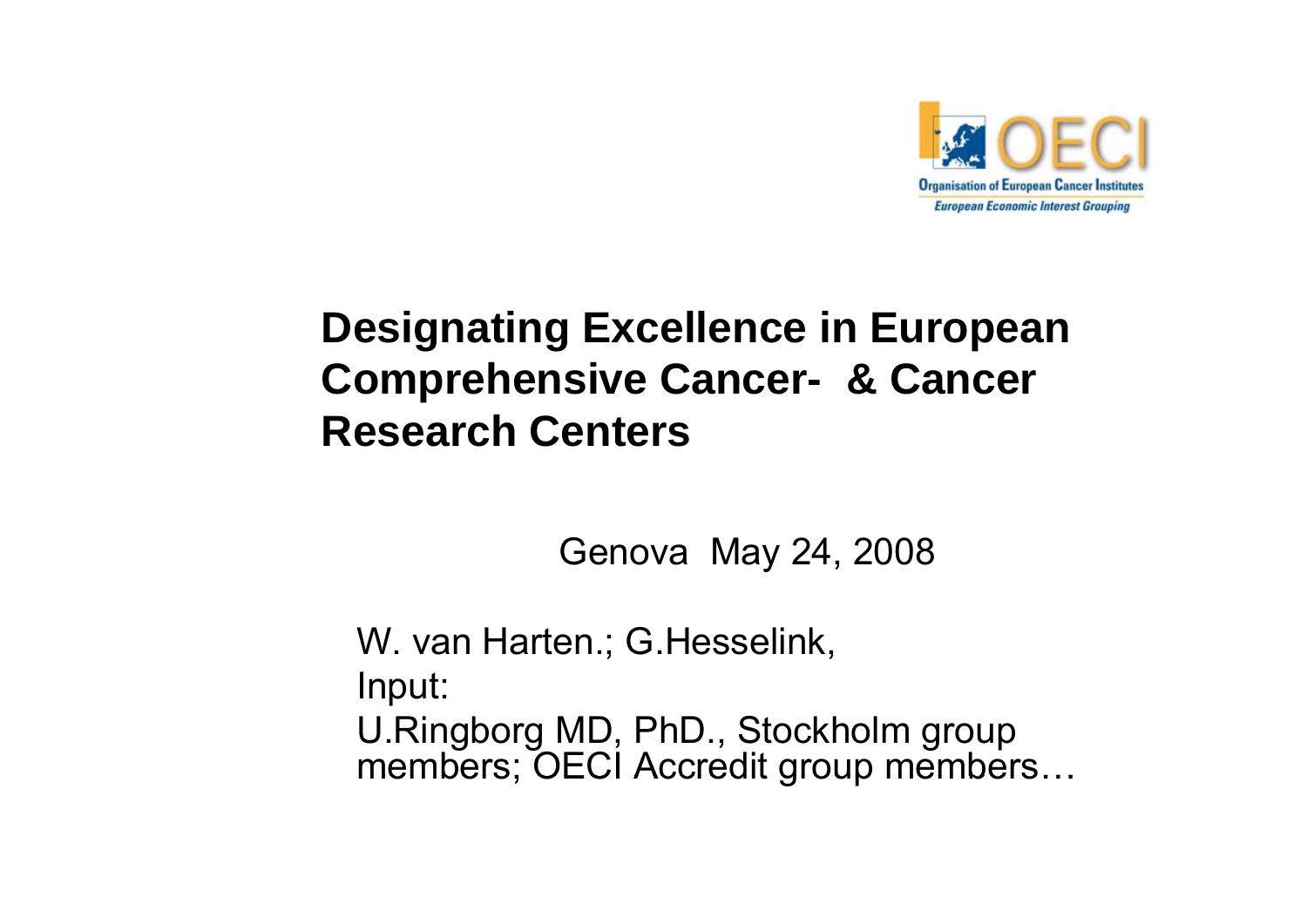Organisation of European Cancer Institutes

*European Economic Interest Grouping*

# Designating Excellence in European Comprehensive Cancer- & Cancer Research Centers

Genova May 24, 2008

W. van Harten.; G.Hesselink,

Input:

U.Ringborg MD, PhD., Stockholm group members; OECI Accredit group members…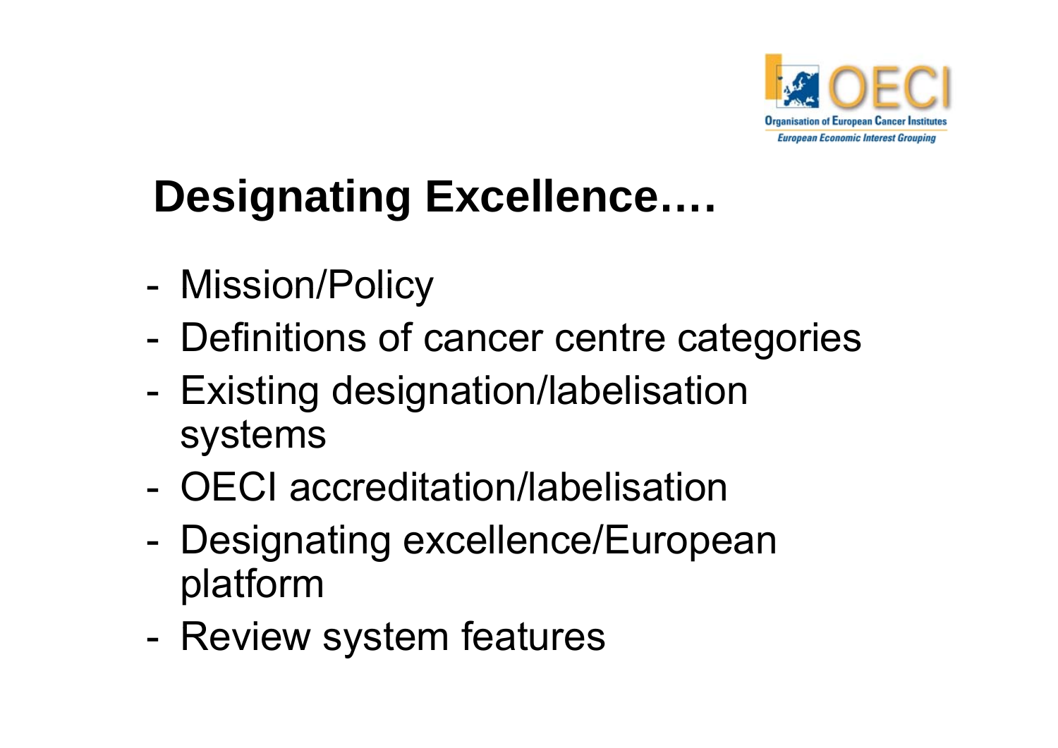# Designating Excellence….

- Mission/Policy
- Definitions of cancer centre categories
- Existing designation/labelisation systems
- OECI accreditation/labelisation
- Designating excellence/European platform
- Review system features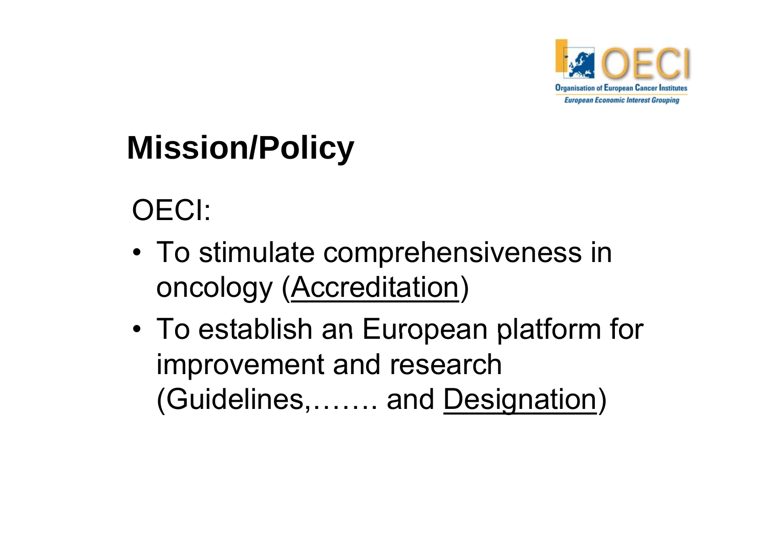## Mission/Policy

OECI:

- To stimulate comprehensiveness in oncology (Accreditation)
- To establish an European platform for improvement and research (Guidelines,……. and Designation)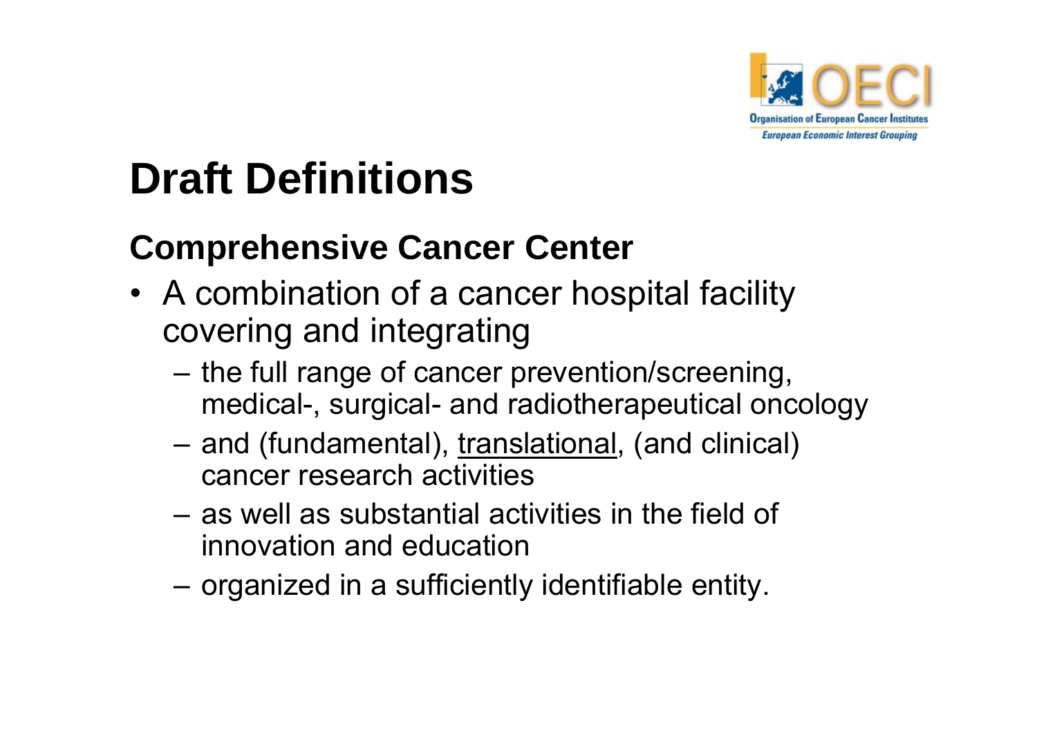# Draft Definitions

## Comprehensive Cancer Center

- A combination of a cancer hospital facility covering and integrating
  - the full range of cancer prevention/screening, medical-, surgical- and radiotherapeutical oncology
  - and (fundamental), <u>translational</u>, (and clinical) cancer research activities
  - as well as substantial activities in the field of innovation and education
  - organized in a sufficiently identifiable entity.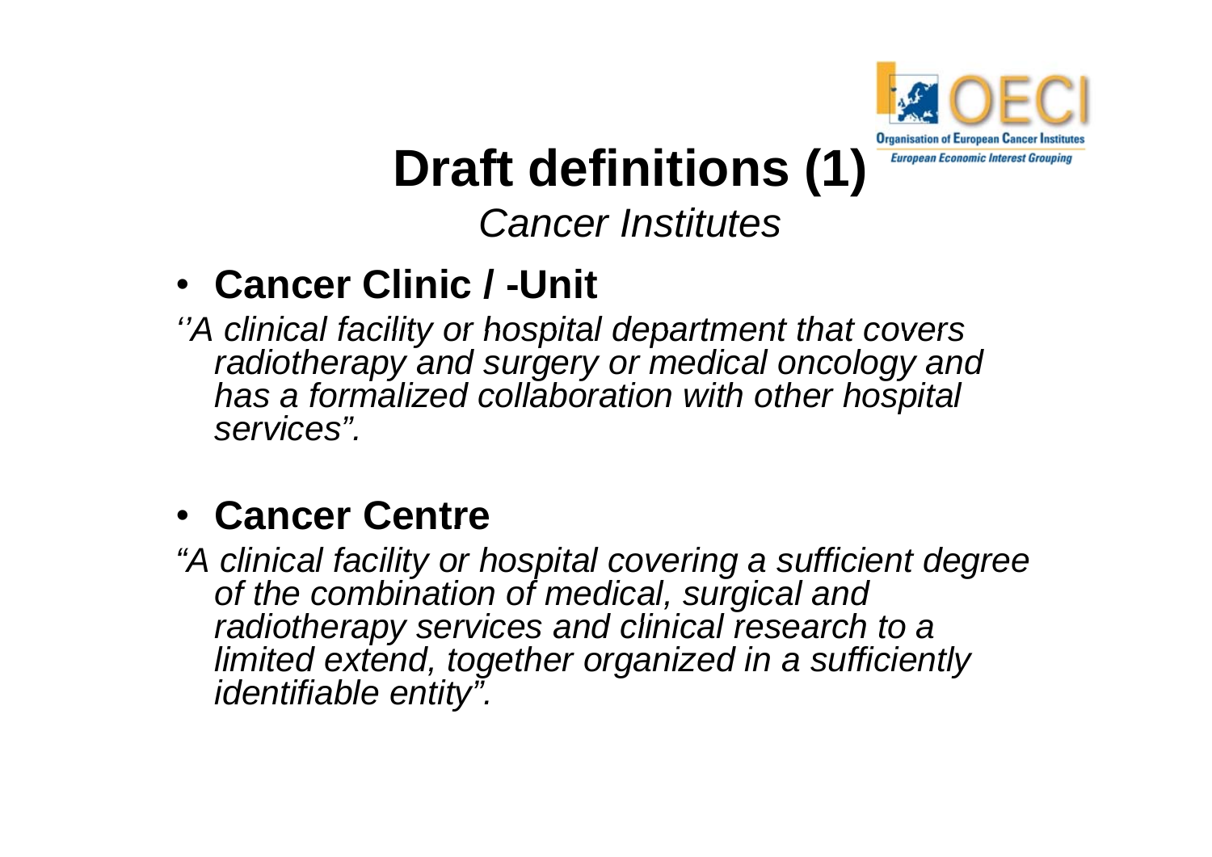# Draft definitions (1)

*Cancer Institutes*

- **Cancer Clinic / -Unit**

*''A clinical facility or hospital department that covers radiotherapy and surgery or medical oncology and has a formalized collaboration with other hospital services".*

- **Cancer Centre**

*"A clinical facility or hospital covering a sufficient degree of the combination of medical, surgical and radiotherapy services and clinical research to a limited extend, together organized in a sufficiently identifiable entity".*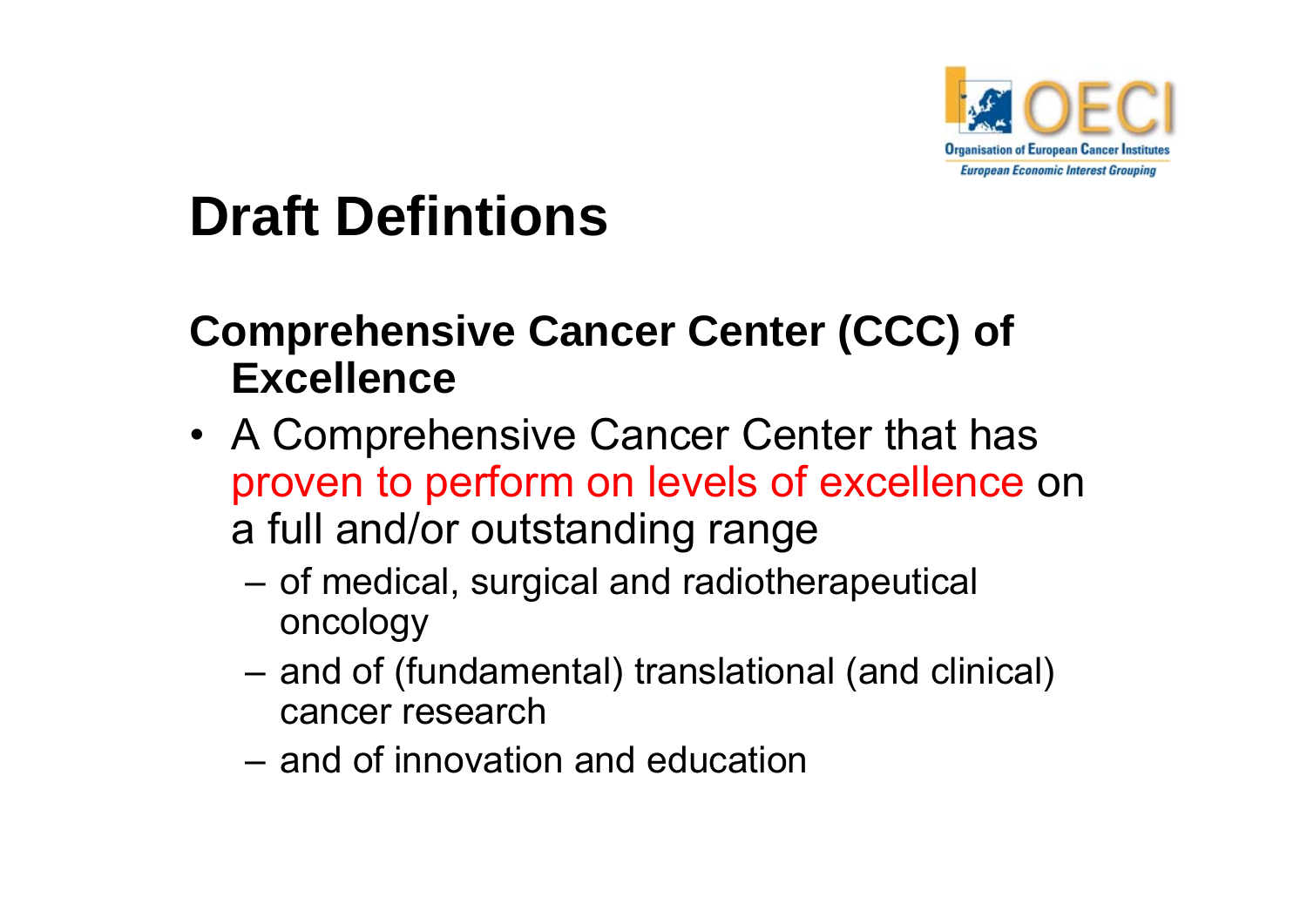# Draft Defintions

## Comprehensive Cancer Center (CCC) of Excellence

- A Comprehensive Cancer Center that has proven to perform on levels of excellence on a full and/or outstanding range
  - of medical, surgical and radiotherapeutical oncology
  - and of (fundamental) translational (and clinical) cancer research
  - and of innovation and education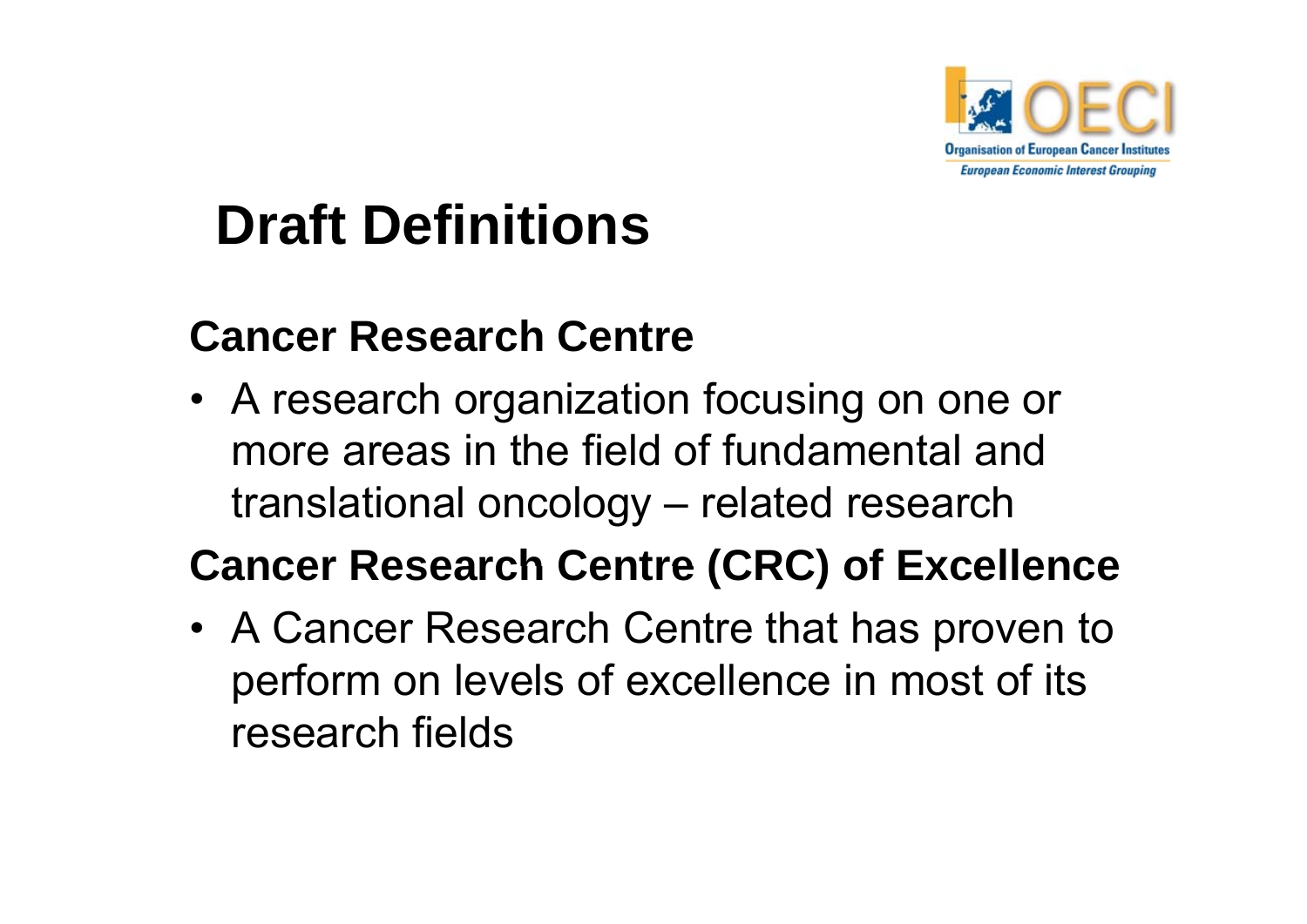# Draft Definitions

### Cancer Research Centre

- A research organization focusing on one or more areas in the field of fundamental and translational oncology – related research

### Cancer Research Centre (CRC) of Excellence

- A Cancer Research Centre that has proven to perform on levels of excellence in most of its research fields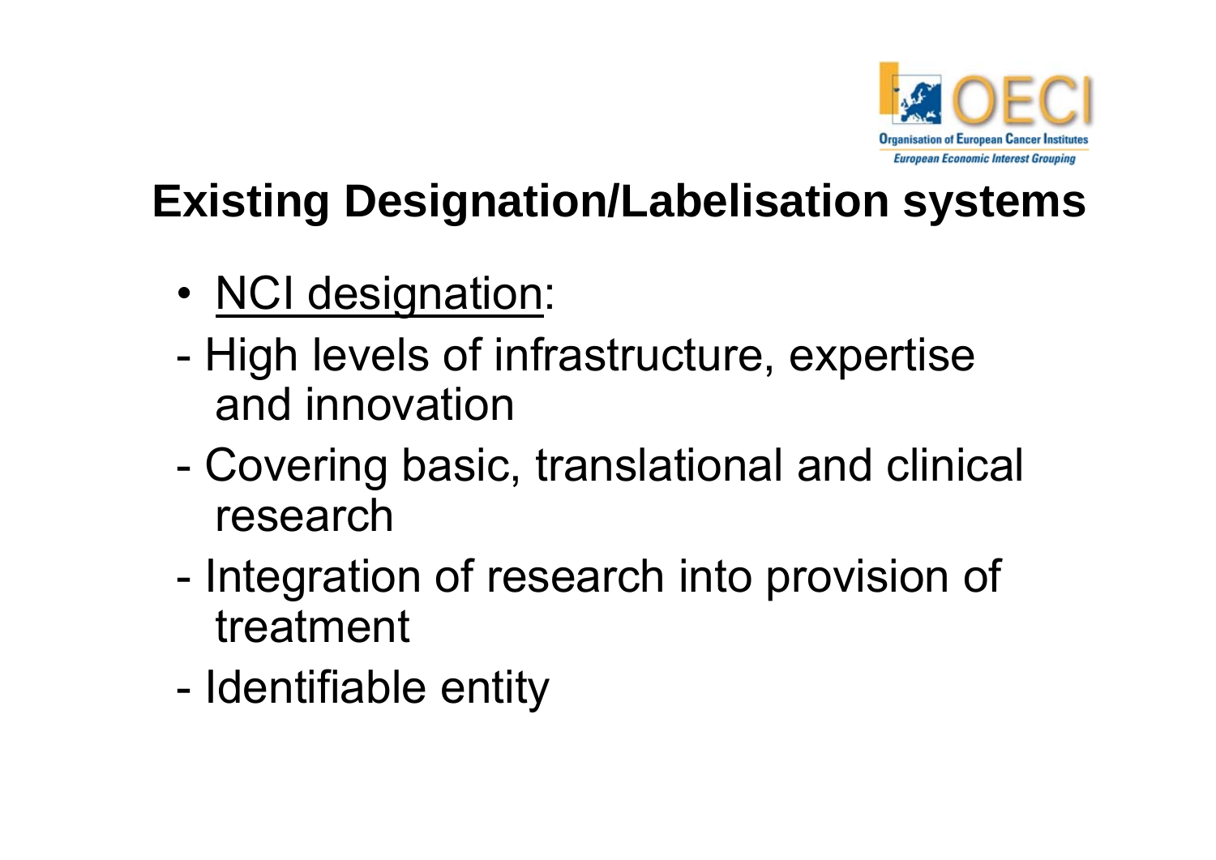## Existing Designation/Labelisation systems

- NCI designation:
- High levels of infrastructure, expertise and innovation
- Covering basic, translational and clinical research
- Integration of research into provision of treatment
- Identifiable entity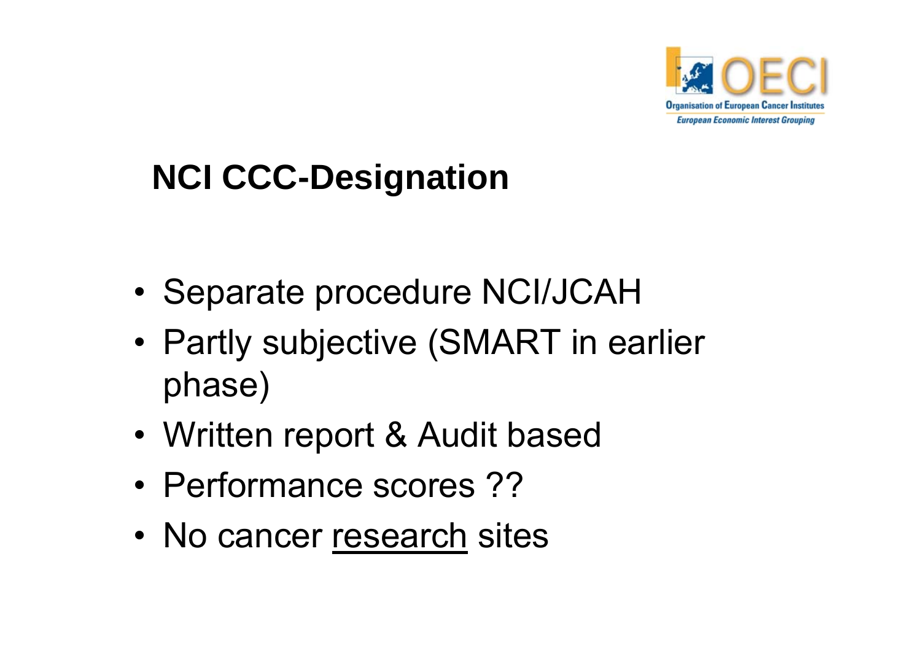## NCI CCC-Designation

- Separate procedure NCI/JCAH
- Partly subjective (SMART in earlier phase)
- Written report & Audit based
- Performance scores ??
- No cancer <u>research</u> sites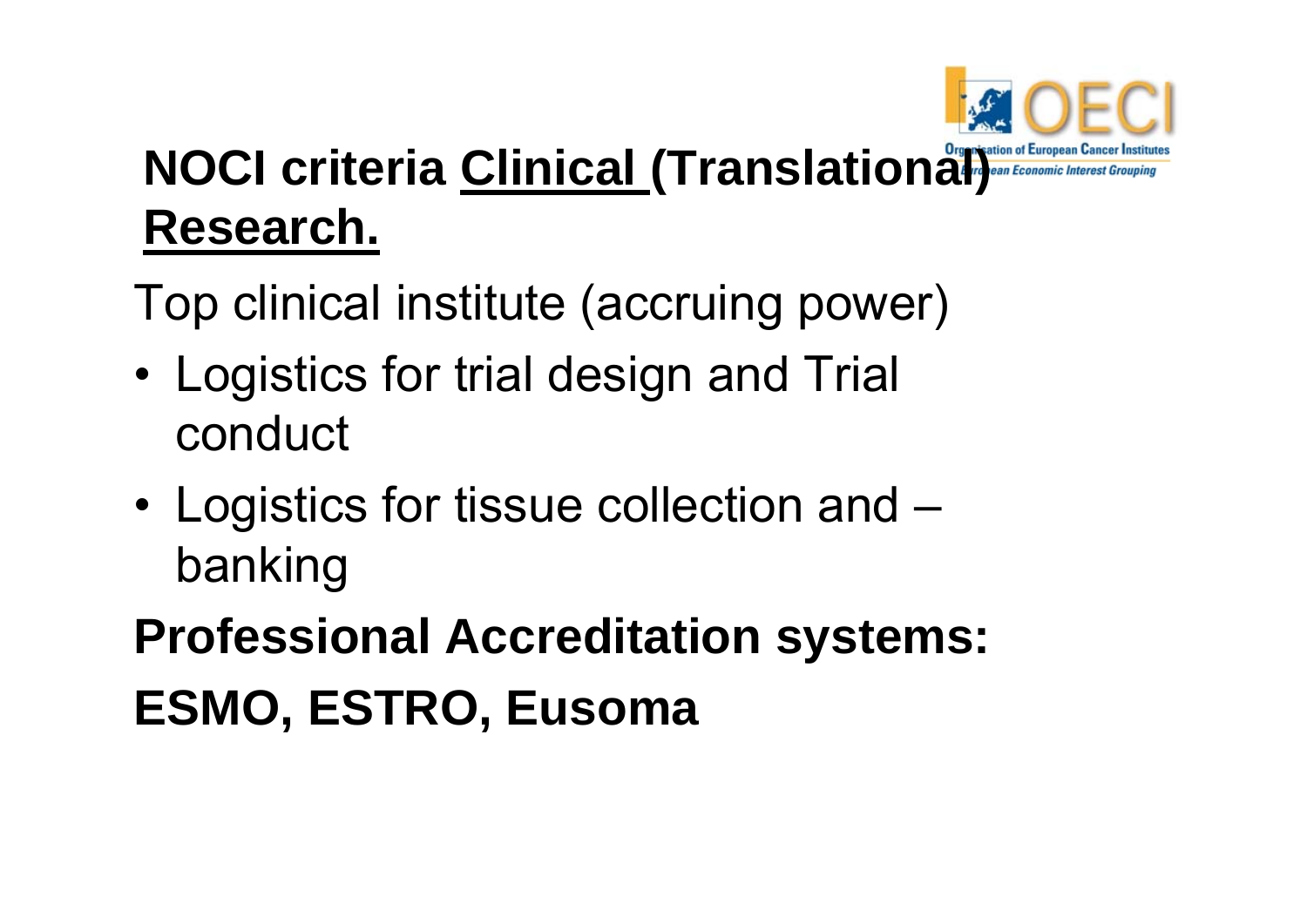## **NOCI criteria Clinical (Translational) Research.**

Top clinical institute (accruing power)

- Logistics for trial design and Trial conduct
- Logistics for tissue collection and – banking

**Professional Accreditation systems:**

**ESMO, ESTRO, Eusoma**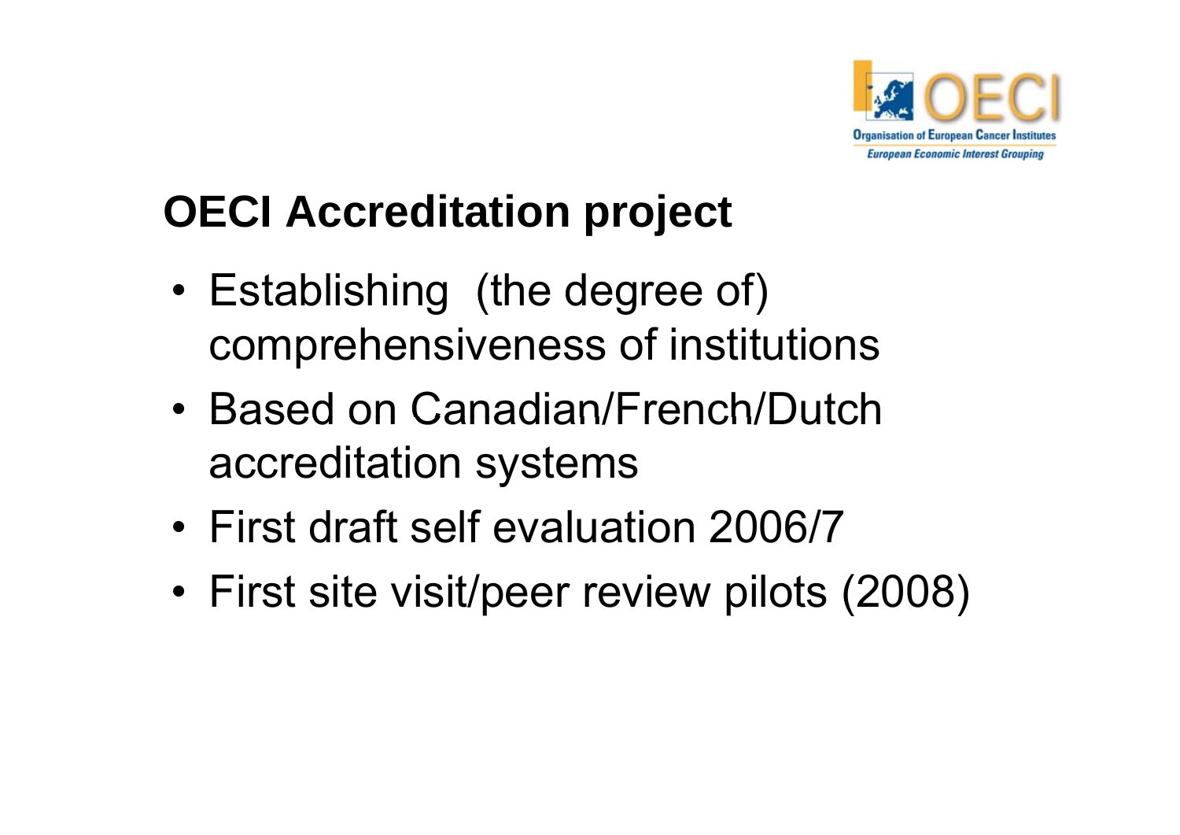## OECI Accreditation project

- Establishing (the degree of) comprehensiveness of institutions
- Based on Canadian/French/Dutch accreditation systems
- First draft self evaluation 2006/7
- First site visit/peer review pilots (2008)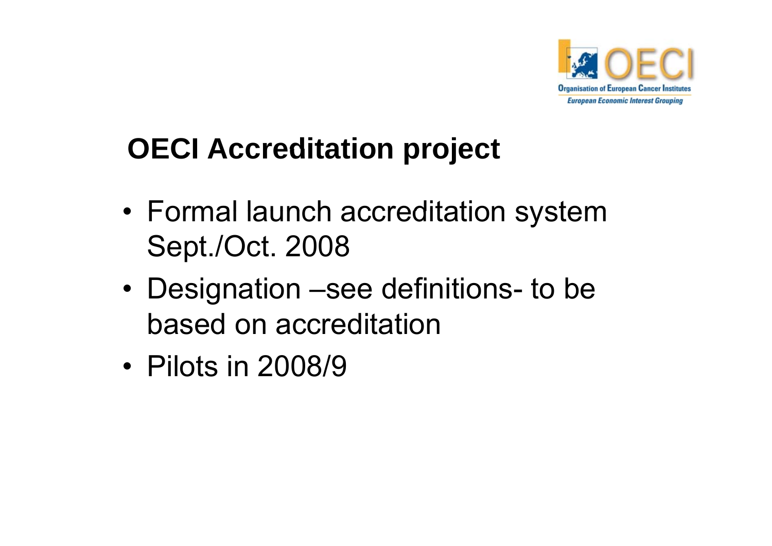# OECI Accreditation project

- Formal launch accreditation system Sept./Oct. 2008
- Designation –see definitions- to be based on accreditation
- Pilots in 2008/9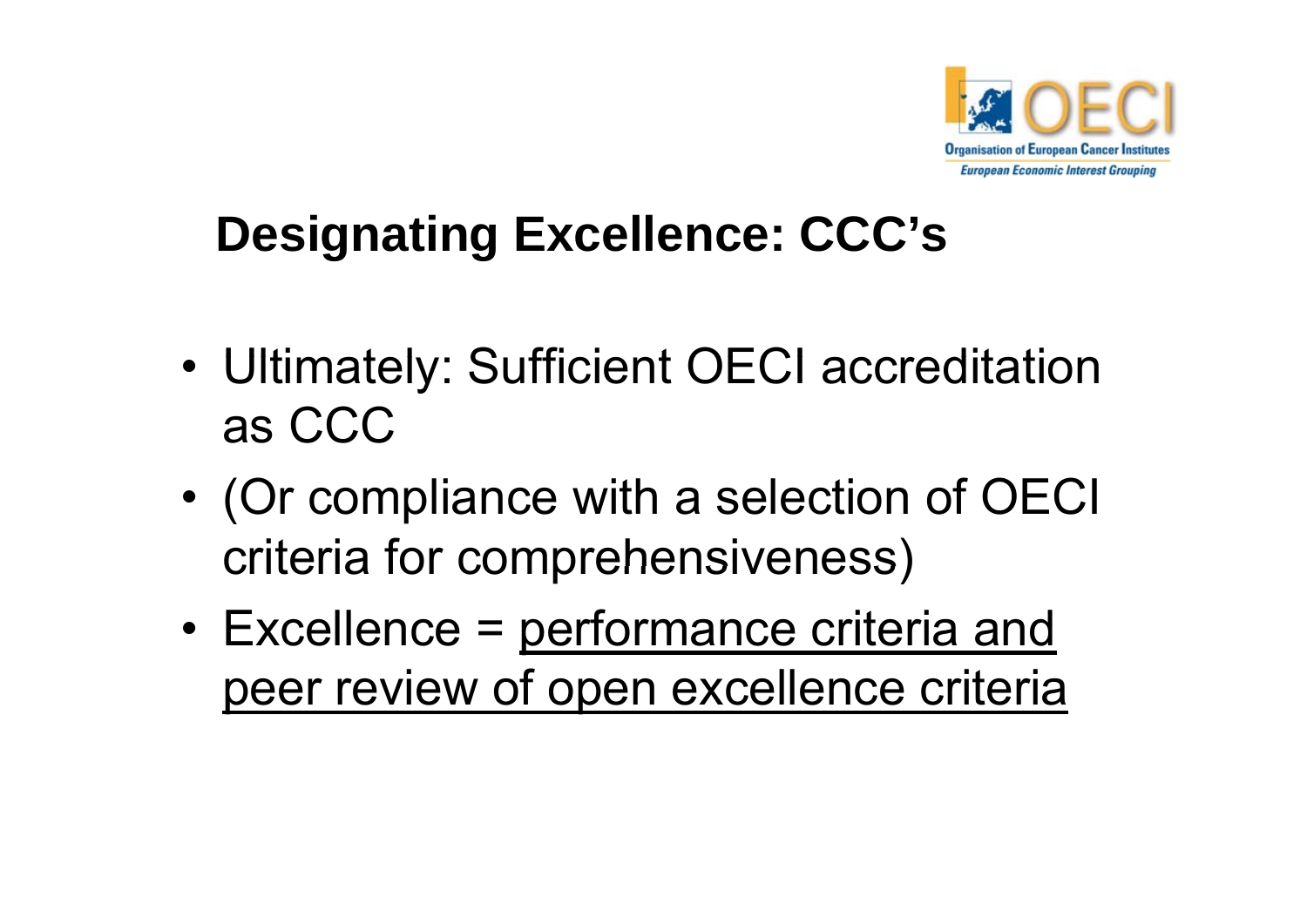# Designating Excellence: CCC's

- Ultimately: Sufficient OECI accreditation as CCC
- (Or compliance with a selection of OECI criteria for comprehensiveness)
- Excellence = <u>performance criteria and peer review of open excellence criteria</u>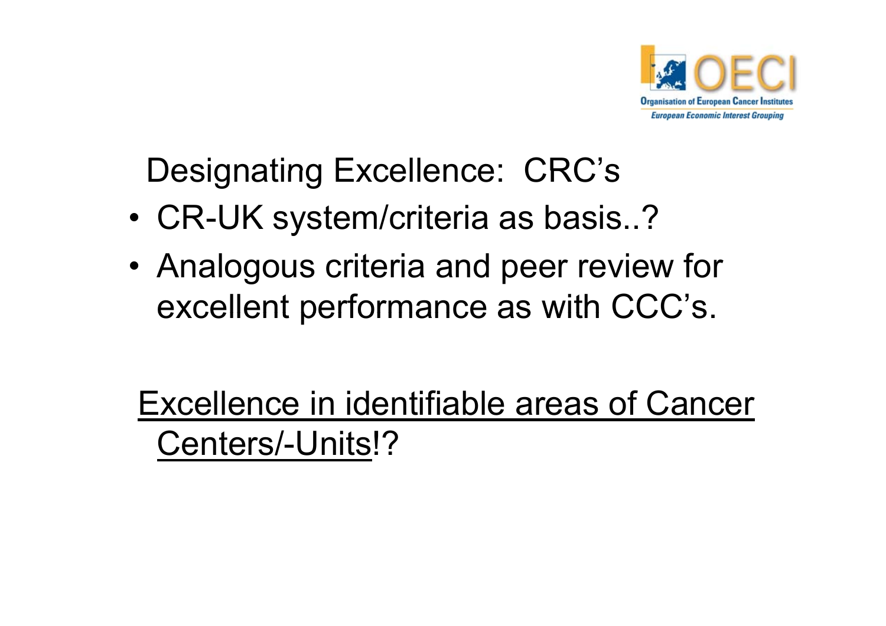## Designating Excellence:  CRC's

- CR-UK system/criteria as basis..?
- Analogous criteria and peer review for excellent performance as with CCC's.

<u>Excellence in identifiable areas of Cancer Centers/-Units</u>!?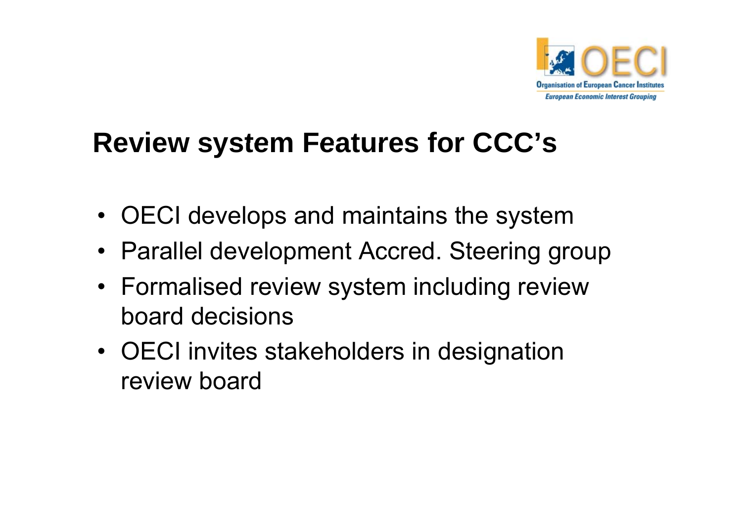## Review system Features for CCC's

- OECI develops and maintains the system
- Parallel development Accred. Steering group
- Formalised review system including review board decisions
- OECI invites stakeholders in designation review board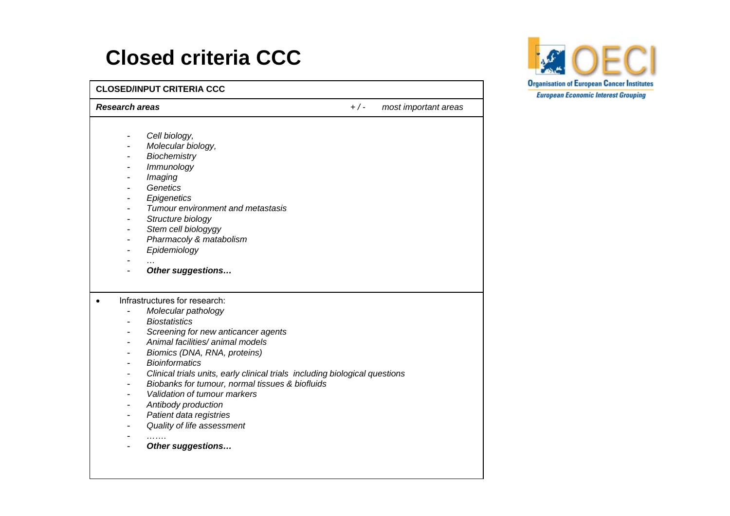# Closed criteria CCC

| CLOSED/INPUT CRITERIA CCC | | |
|---|---|---|
| ***Research areas*** | *+ / -* | *most important areas* |
| - *Cell biology,*<br>- *Molecular biology,*<br>- *Biochemistry*<br>- *Immunology*<br>- *Imaging*<br>- *Genetics*<br>- *Epigenetics*<br>- *Tumour environment and metastasis*<br>- *Structure biology*<br>- *Stem cell biologygy*<br>- *Pharmacoly & matabolism*<br>- *Epidemiology*<br>- *…*<br>- ***Other suggestions…*** | | |
| • Infrastructures for research:<br>- *Molecular pathology*<br>- *Biostatistics*<br>- *Screening for new anticancer agents*<br>- *Animal facilities/ animal models*<br>- *Biomics (DNA, RNA, proteins)*<br>- *Bioinformatics*<br>- *Clinical trials units, early clinical trials including biological questions*<br>- *Biobanks for tumour, normal tissues & biofluids*<br>- *Validation of tumour markers*<br>- *Antibody production*<br>- *Patient data registries*<br>- *Quality of life assessment*<br>- *…….*<br>- ***Other suggestions…*** | | |

OECI
Organisation of European Cancer Institutes
European Economic Interest Grouping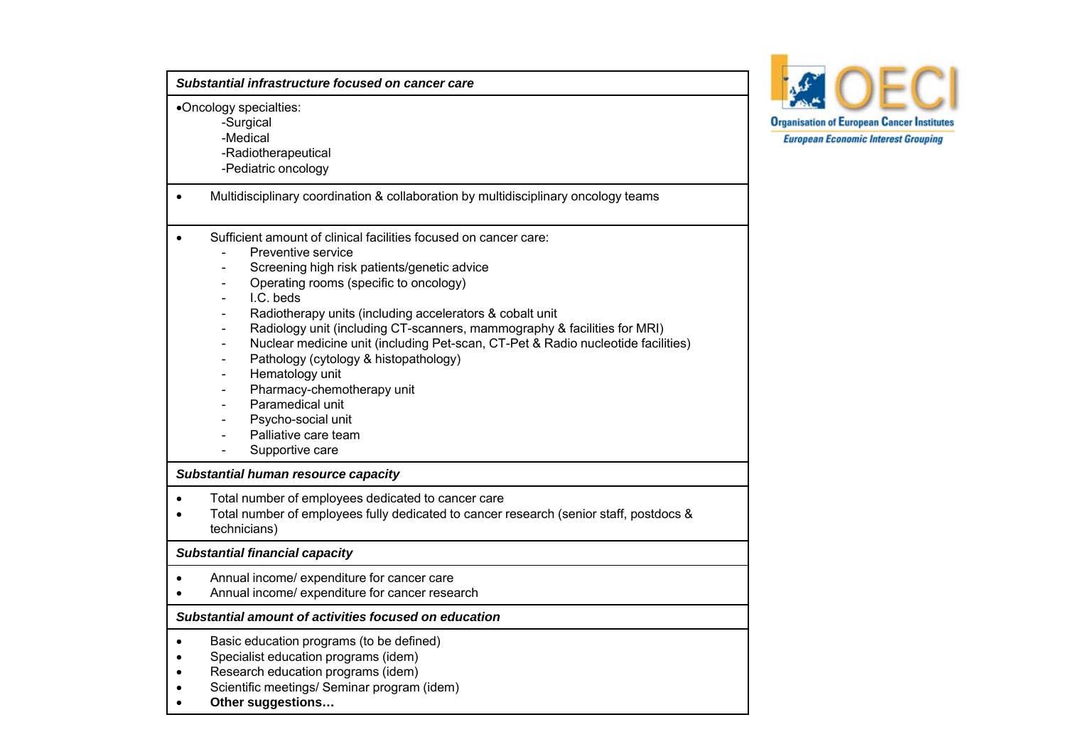***Substantial infrastructure focused on cancer care***

- Oncology specialties:
  - -Surgical
  - -Medical
  - -Radiotherapeutical
  - -Pediatric oncology

- Multidisciplinary coordination & collaboration by multidisciplinary oncology teams

- Sufficient amount of clinical facilities focused on cancer care:
  - Preventive service
  - Screening high risk patients/genetic advice
  - Operating rooms (specific to oncology)
  - I.C. beds
  - Radiotherapy units (including accelerators & cobalt unit
  - Radiology unit (including CT-scanners, mammography & facilities for MRI)
  - Nuclear medicine unit (including Pet-scan, CT-Pet & Radio nucleotide facilities)
  - Pathology (cytology & histopathology)
  - Hematology unit
  - Pharmacy-chemotherapy unit
  - Paramedical unit
  - Psycho-social unit
  - Palliative care team
  - Supportive care

***Substantial human resource capacity***

- Total number of employees dedicated to cancer care
- Total number of employees fully dedicated to cancer research (senior staff, postdocs & technicians)

***Substantial financial capacity***

- Annual income/ expenditure for cancer care
- Annual income/ expenditure for cancer research

***Substantial amount of activities focused on education***

- Basic education programs (to be defined)
- Specialist education programs (idem)
- Research education programs (idem)
- Scientific meetings/ Seminar program (idem)
- **Other suggestions…**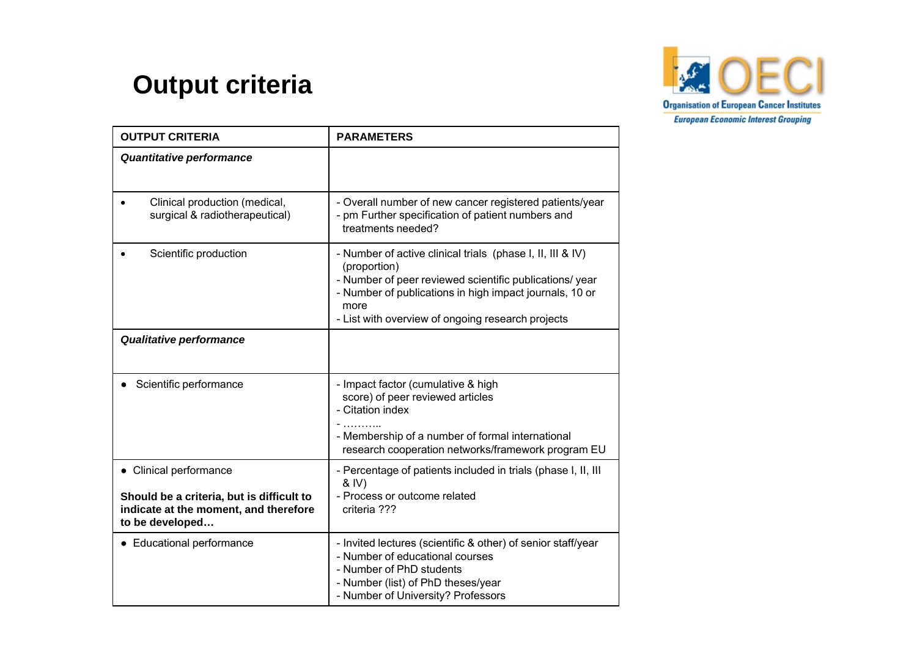# Output criteria

| OUTPUT CRITERIA | PARAMETERS |
|---|---|
| ***Quantitative performance*** | |
| • Clinical production (medical, surgical & radiotherapeutical) | - Overall number of new cancer registered patients/year<br>- pm Further specification of patient numbers and treatments needed? |
| • Scientific production | - Number of active clinical trials (phase I, II, III & IV) (proportion)<br>- Number of peer reviewed scientific publications/ year<br>- Number of publications in high impact journals, 10 or more<br>- List with overview of ongoing research projects |
| ***Qualitative performance*** | |
| • Scientific performance | - Impact factor (cumulative & high score) of peer reviewed articles<br>- Citation index<br>- ………..<br>- Membership of a number of formal international research cooperation networks/framework program EU |
| • Clinical performance<br><br>**Should be a criteria, but is difficult to indicate at the moment, and therefore to be developed…** | - Percentage of patients included in trials (phase I, II, III & IV)<br>- Process or outcome related criteria ??? |
| • Educational performance | - Invited lectures (scientific & other) of senior staff/year<br>- Number of educational courses<br>- Number of PhD students<br>- Number (list) of PhD theses/year<br>- Number of University? Professors |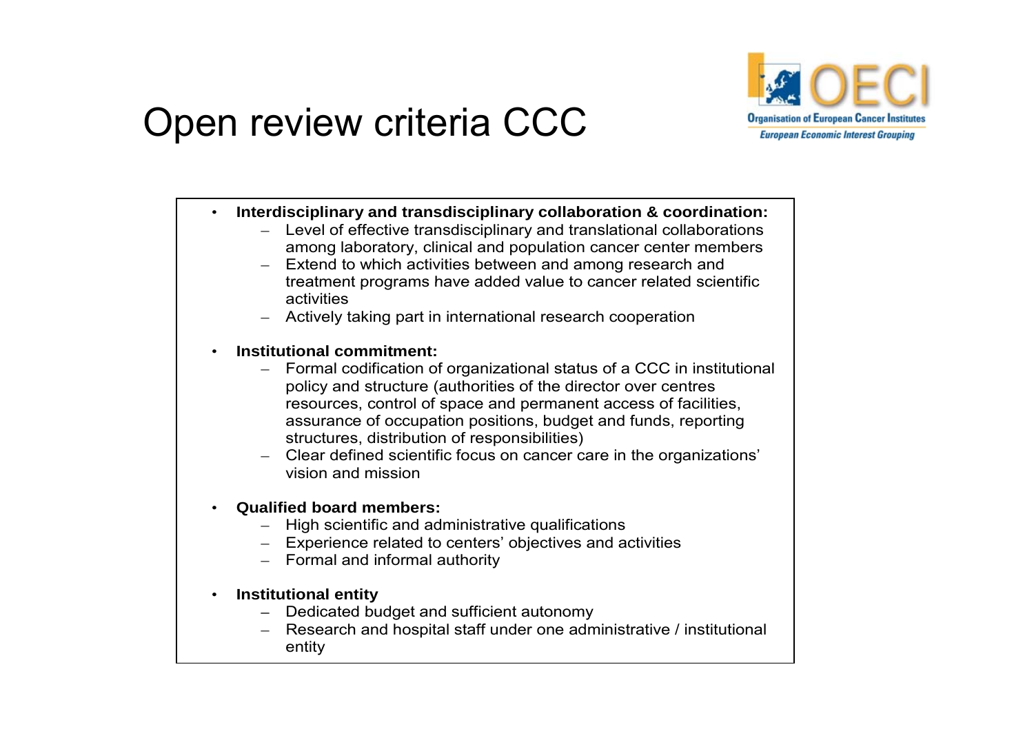# Open review criteria CCC

- **Interdisciplinary and transdisciplinary collaboration & coordination:**
  - Level of effective transdisciplinary and translational collaborations among laboratory, clinical and population cancer center members
  - Extend to which activities between and among research and treatment programs have added value to cancer related scientific activities
  - Actively taking part in international research cooperation
- **Institutional commitment:**
  - Formal codification of organizational status of a CCC in institutional policy and structure (authorities of the director over centres resources, control of space and permanent access of facilities, assurance of occupation positions, budget and funds, reporting structures, distribution of responsibilities)
  - Clear defined scientific focus on cancer care in the organizations' vision and mission
- **Qualified board members:**
  - High scientific and administrative qualifications
  - Experience related to centers' objectives and activities
  - Formal and informal authority
- **Institutional entity**
  - Dedicated budget and sufficient autonomy
  - Research and hospital staff under one administrative / institutional entity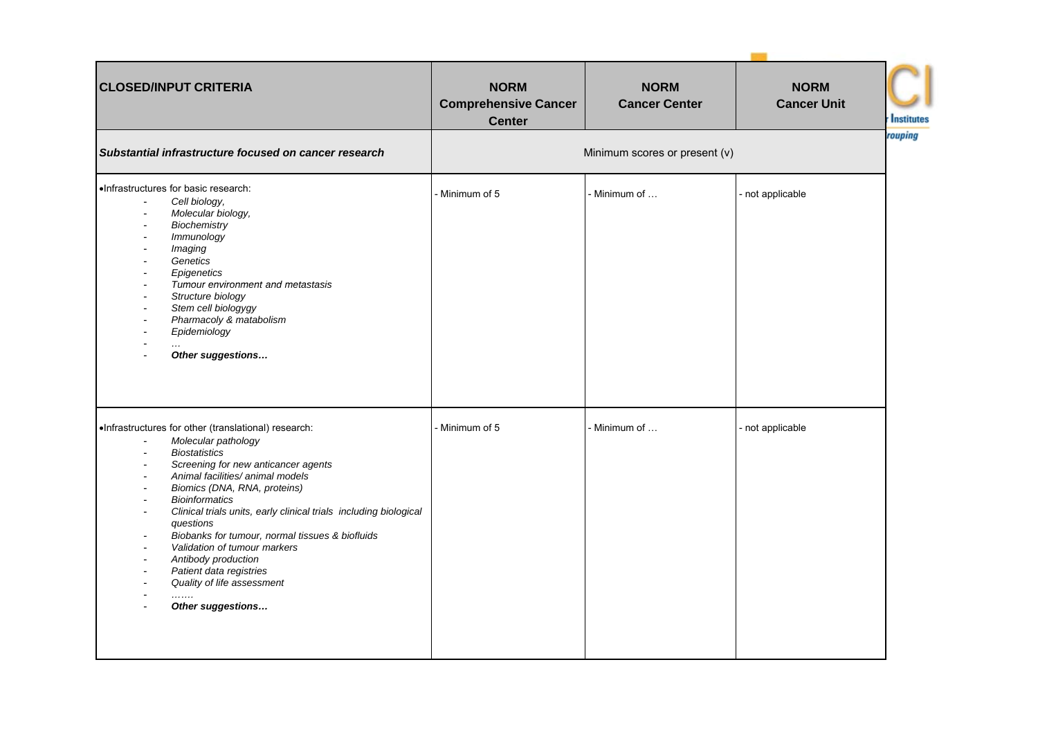| CLOSED/INPUT CRITERIA | NORM Comprehensive Cancer Center | NORM Cancer Center | NORM Cancer Unit |
|---|---|---|---|
| ***Substantial infrastructure focused on cancer research*** | Minimum scores or present (v) | | |
| •Infrastructures for basic research:<br>- *Cell biology,*<br>- *Molecular biology,*<br>- *Biochemistry*<br>- *Immunology*<br>- *Imaging*<br>- *Genetics*<br>- *Epigenetics*<br>- *Tumour environment and metastasis*<br>- *Structure biology*<br>- *Stem cell biologygy*<br>- *Pharmacoly & matabolism*<br>- *Epidemiology*<br>- *…*<br>- ***Other suggestions…*** | - Minimum of 5 | - Minimum of … | - not applicable |
| •Infrastructures for other (translational) research:<br>- *Molecular pathology*<br>- *Biostatistics*<br>- *Screening for new anticancer agents*<br>- *Animal facilities/ animal models*<br>- *Biomics (DNA, RNA, proteins)*<br>- *Bioinformatics*<br>- *Clinical trials units, early clinical trials including biological questions*<br>- *Biobanks for tumour, normal tissues & biofluids*<br>- *Validation of tumour markers*<br>- *Antibody production*<br>- *Patient data registries*<br>- *Quality of life assessment*<br>- *…….*<br>- ***Other suggestions…*** | - Minimum of 5 | - Minimum of … | - not applicable |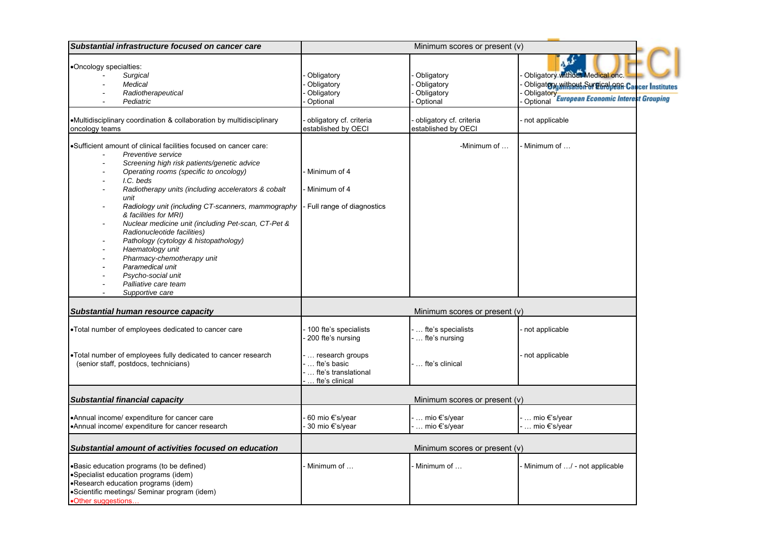| ***Substantial infrastructure focused on cancer care*** | Minimum scores or present (v) | | |
|---|---|---|---|
| •Oncology specialties:<br>- *Surgical*<br>- *Medical*<br>- *Radiotherapeutical*<br>- *Pediatric* | - Obligatory<br>- Obligatory<br>- Obligatory<br>- Optional | - Obligatory<br>- Obligatory<br>- Obligatory<br>- Optional | - Obligatory without Medical onc.<br>- Obligatory without Surgical onc.<br>- Obligatory<br>- Optional |
| •Multidisciplinary coordination & collaboration by multidisciplinary oncology teams | - obligatory cf. criteria established by OECI | - obligatory cf. criteria established by OECI | - not applicable |
| •Sufficient amount of clinical facilities focused on cancer care:<br>- *Preventive service*<br>- *Screening high risk patients/genetic advice*<br>- *Operating rooms (specific to oncology)*<br>- *I.C. beds*<br>- *Radiotherapy units (including accelerators & cobalt unit*<br>- *Radiology unit (including CT-scanners, mammography & facilities for MRI)*<br>- *Nuclear medicine unit (including Pet-scan, CT-Pet & Radionucleotide facilities)*<br>- *Pathology (cytology & histopathology)*<br>- *Haematology unit*<br>- *Pharmacy-chemotherapy unit*<br>- *Paramedical unit*<br>- *Psycho-social unit*<br>- *Palliative care team*<br>- *Supportive care* | - Minimum of 4<br>- Minimum of 4<br>- Full range of diagnostics | -Minimum of … | - Minimum of … |
| ***Substantial human resource capacity*** | Minimum scores or present (v) | | |
| •Total number of employees dedicated to cancer care | - 100 fte's specialists<br>- 200 fte's nursing | - … fte's specialists<br>- … fte's nursing | - not applicable |
| •Total number of employees fully dedicated to cancer research (senior staff, postdocs, technicians) | - … research groups<br>- … fte's basic<br>- … fte's translational<br>- … fte's clinical | - … fte's clinical | - not applicable |
| ***Substantial financial capacity*** | Minimum scores or present (v) | | |
| •Annual income/ expenditure for cancer care<br>•Annual income/ expenditure for cancer research | - 60 mio €'s/year<br>- 30 mio €'s/year | - … mio €'s/year<br>- … mio €'s/year | - … mio €'s/year<br>- … mio €'s/year |
| ***Substantial amount of activities focused on education*** | Minimum scores or present (v) | | |
| •Basic education programs (to be defined)<br>•Specialist education programs (idem)<br>•Research education programs (idem)<br>•Scientific meetings/ Seminar program (idem)<br>•Other suggestions… | - Minimum of … | - Minimum of … | - Minimum of …/ - not applicable |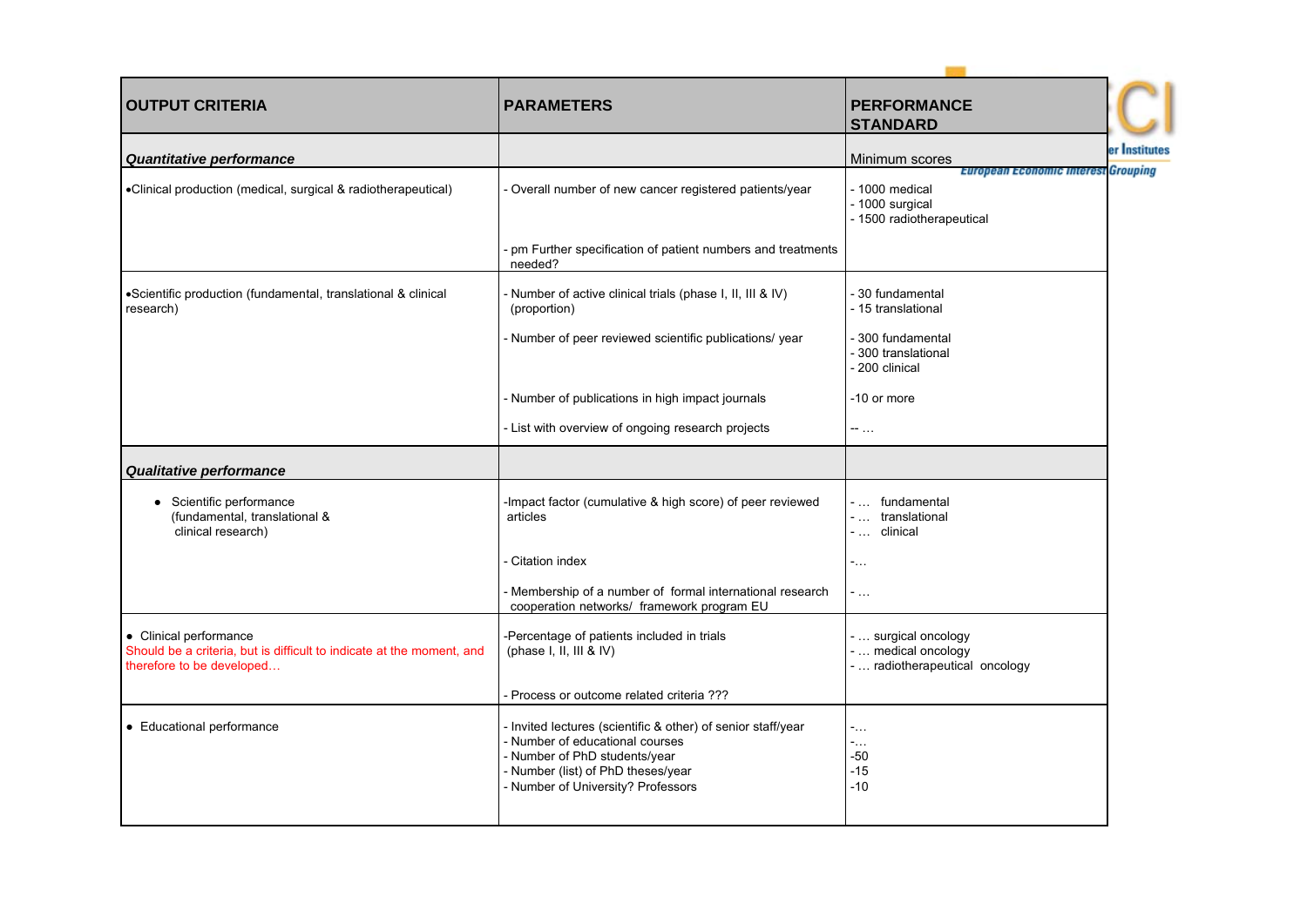| OUTPUT CRITERIA | PARAMETERS | PERFORMANCE STANDARD |
|---|---|---|
| ***Quantitative performance*** | | Minimum scores |
| •Clinical production (medical, surgical & radiotherapeutical) | - Overall number of new cancer registered patients/year | - 1000 medical<br>- 1000 surgical<br>- 1500 radiotherapeutical |
| | - pm Further specification of patient numbers and treatments needed? | |
| •Scientific production (fundamental, translational & clinical research) | - Number of active clinical trials (phase I, II, III & IV) (proportion) | - 30 fundamental<br>- 15 translational |
| | - Number of peer reviewed scientific publications/ year | - 300 fundamental<br>- 300 translational<br>- 200 clinical |
| | - Number of publications in high impact journals | -10 or more |
| | - List with overview of ongoing research projects | -- … |
| ***Qualitative performance*** | | |
| • Scientific performance (fundamental, translational & clinical research) | -Impact factor (cumulative & high score) of peer reviewed articles | - … fundamental<br>- … translational<br>- … clinical |
| | - Citation index | -… |
| | - Membership of a number of formal international research cooperation networks/ framework program EU | - … |
| • Clinical performance<br>Should be a criteria, but is difficult to indicate at the moment, and therefore to be developed… | -Percentage of patients included in trials (phase I, II, III & IV) | - … surgical oncology<br>- … medical oncology<br>- … radiotherapeutical oncology |
| | - Process or outcome related criteria ??? | |
| • Educational performance | - Invited lectures (scientific & other) of senior staff/year<br>- Number of educational courses<br>- Number of PhD students/year<br>- Number (list) of PhD theses/year<br>- Number of University? Professors | -…<br>-…<br>-50<br>-15<br>-10 |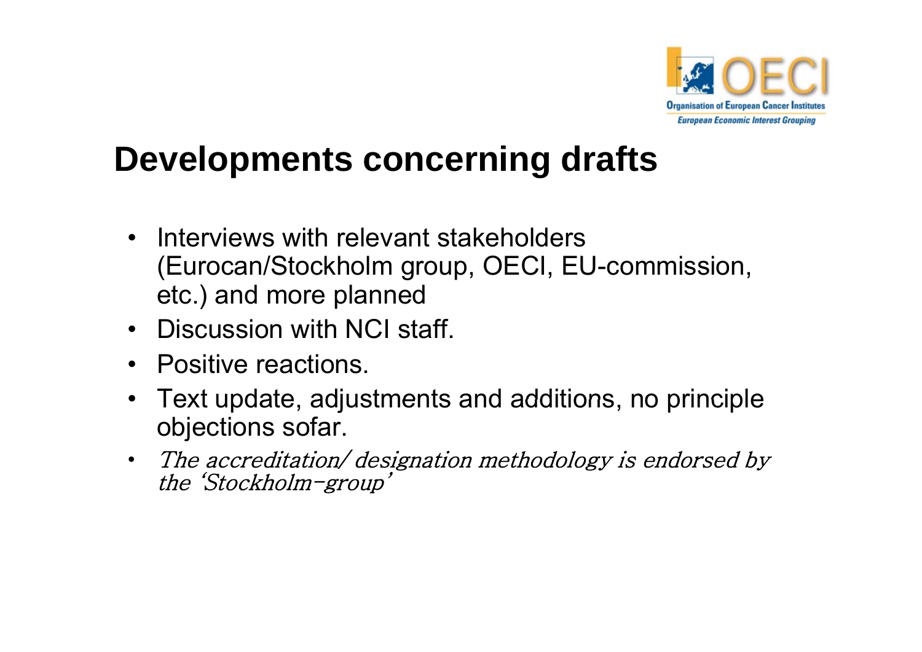## Developments concerning drafts

- Interviews with relevant stakeholders (Eurocan/Stockholm group, OECI, EU-commission, etc.) and more planned
- Discussion with NCI staff.
- Positive reactions.
- Text update, adjustments and additions, no principle objections sofar.
- *The accreditation/ designation methodology is endorsed by the 'Stockholm-group'*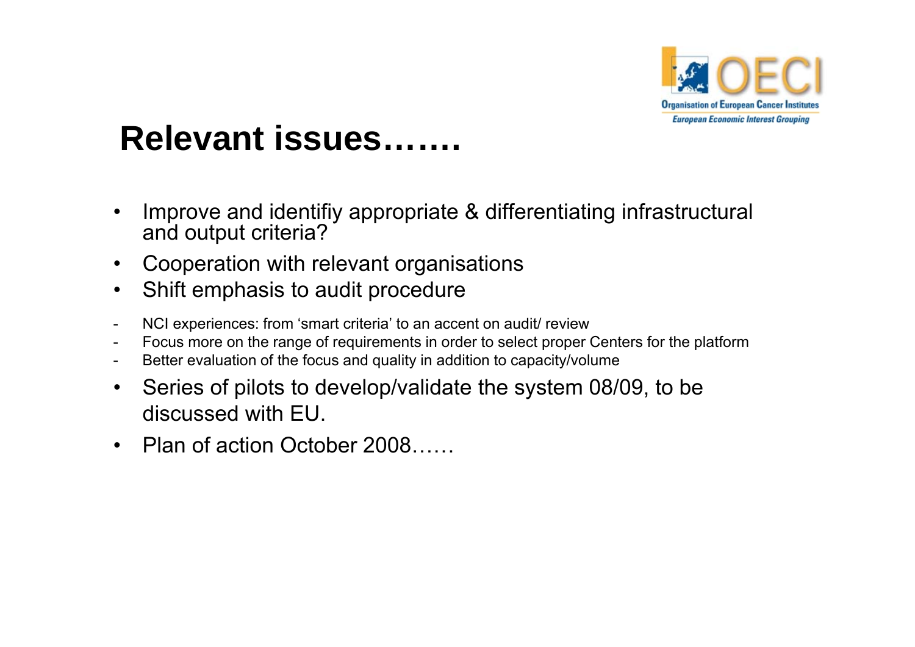# Relevant issues…….

- Improve and identifiy appropriate & differentiating infrastructural and output criteria?
- Cooperation with relevant organisations
- Shift emphasis to audit procedure

- NCI experiences: from 'smart criteria' to an accent on audit/ review
- Focus more on the range of requirements in order to select proper Centers for the platform
- Better evaluation of the focus and quality in addition to capacity/volume

- Series of pilots to develop/validate the system 08/09, to be discussed with EU.
- Plan of action October 2008……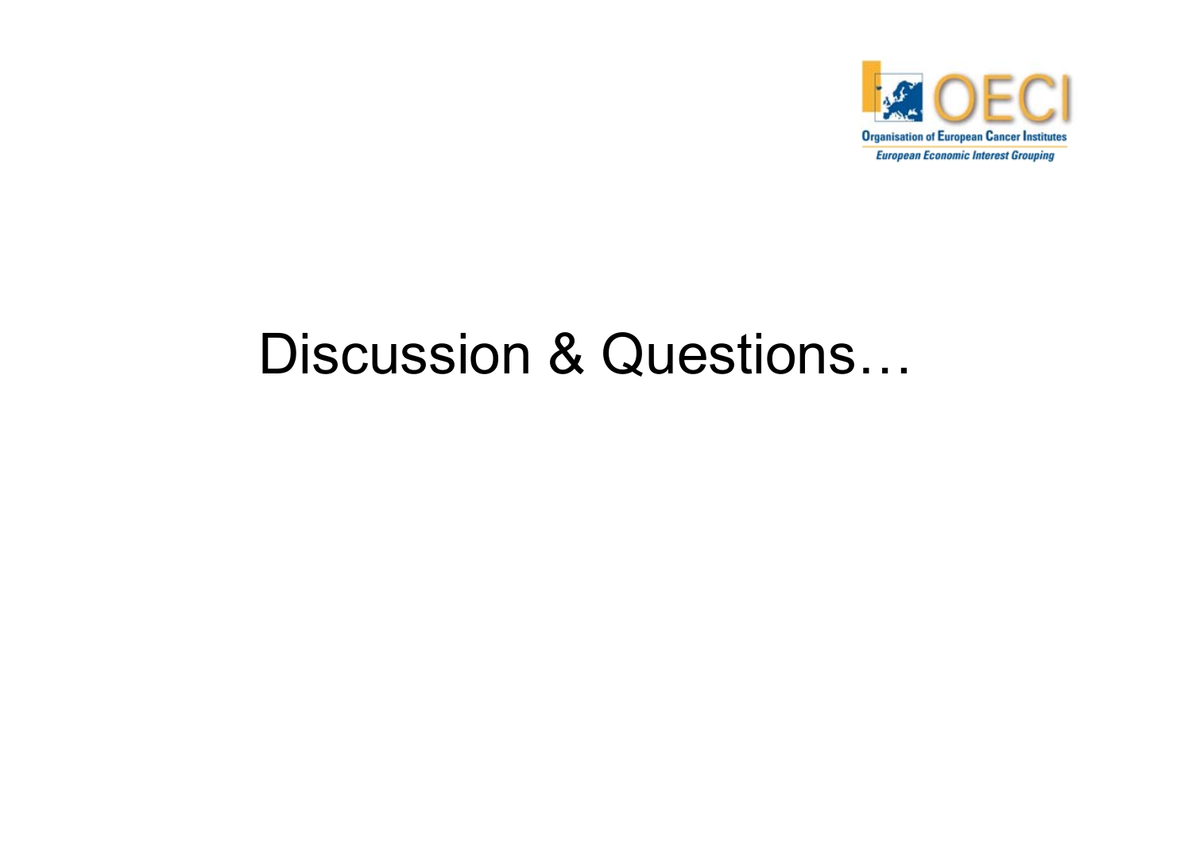# Discussion & Questions…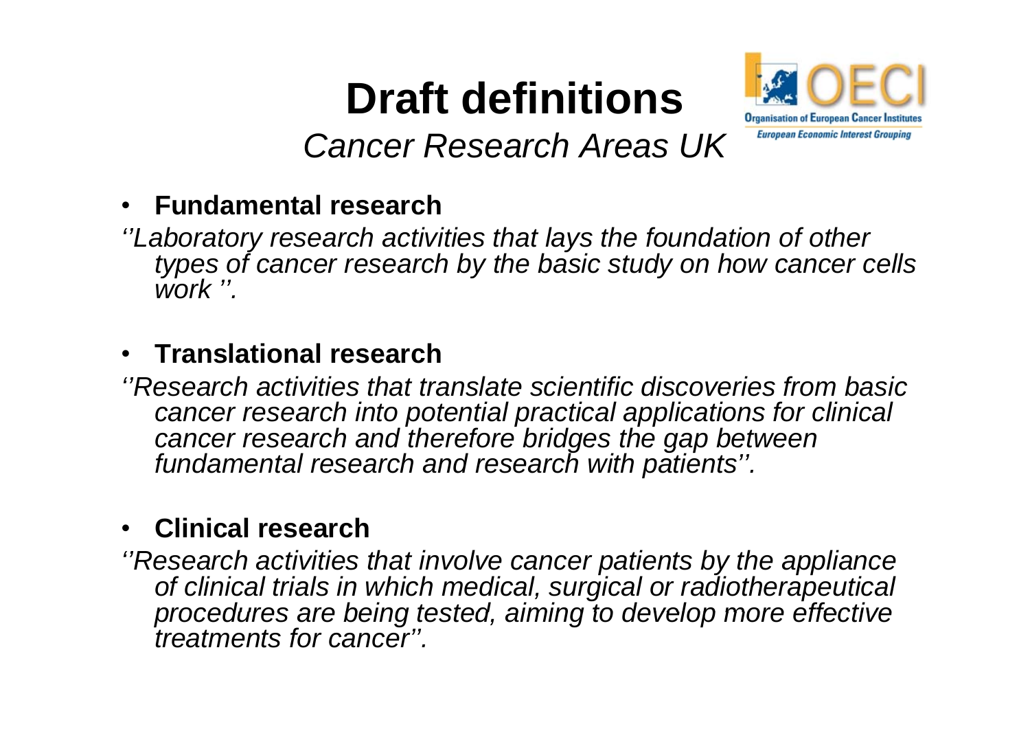# Draft definitions

*Cancer Research Areas UK*

- **Fundamental research**

*''Laboratory research activities that lays the foundation of other types of cancer research by the basic study on how cancer cells work ''.*

- **Translational research**

*''Research activities that translate scientific discoveries from basic cancer research into potential practical applications for clinical cancer research and therefore bridges the gap between fundamental research and research with patients''.*

- **Clinical research**

*''Research activities that involve cancer patients by the appliance of clinical trials in which medical, surgical or radiotherapeutical procedures are being tested, aiming to develop more effective treatments for cancer''.*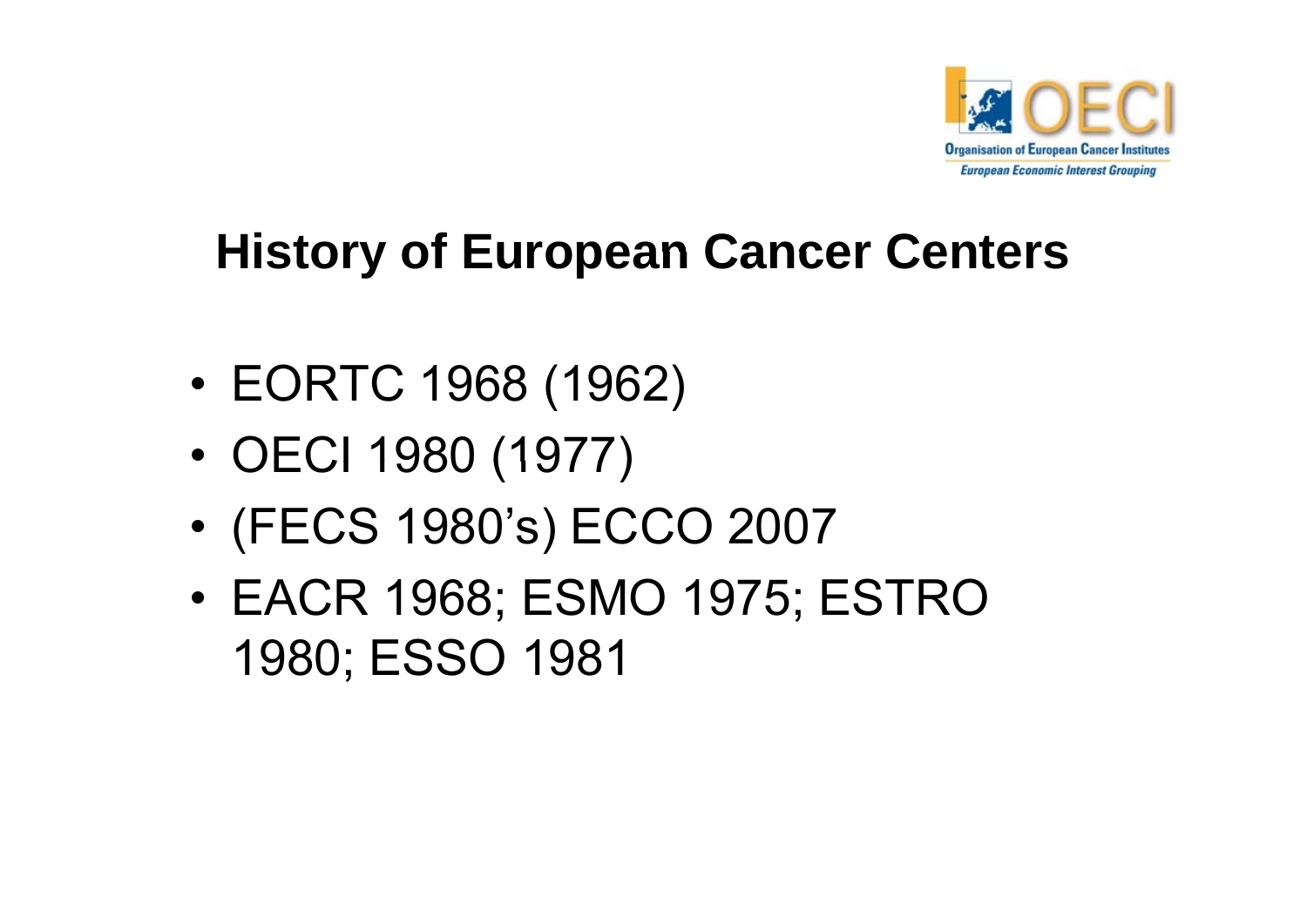Organisation of European Cancer Institutes
European Economic Interest Grouping

# History of European Cancer Centers

- EORTC 1968 (1962)
- OECI 1980 (1977)
- (FECS 1980's) ECCO 2007
- EACR 1968; ESMO 1975; ESTRO 1980; ESSO 1981